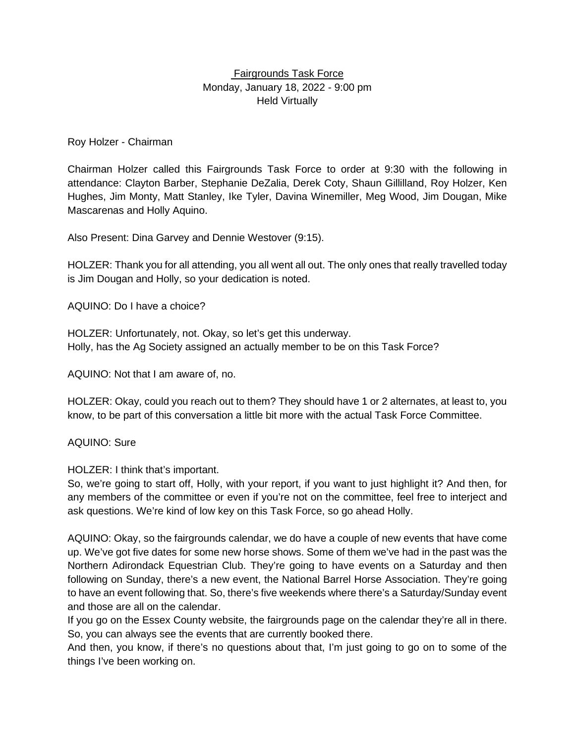Fairgrounds Task Force
Monday, January 18, 2022 - 9:00 pm
Held Virtually

Roy Holzer - Chairman

Chairman Holzer called this Fairgrounds Task Force to order at 9:30 with the following in attendance: Clayton Barber, Stephanie DeZalia, Derek Coty, Shaun Gillilland, Roy Holzer, Ken Hughes, Jim Monty, Matt Stanley, Ike Tyler, Davina Winemiller, Meg Wood, Jim Dougan, Mike Mascarenas and Holly Aquino.

Also Present: Dina Garvey and Dennie Westover (9:15).

HOLZER: Thank you for all attending, you all went all out. The only ones that really travelled today is Jim Dougan and Holly, so your dedication is noted.

AQUINO: Do I have a choice?

HOLZER: Unfortunately, not. Okay, so let's get this underway.
Holly, has the Ag Society assigned an actually member to be on this Task Force?

AQUINO: Not that I am aware of, no.

HOLZER: Okay, could you reach out to them? They should have 1 or 2 alternates, at least to, you know, to be part of this conversation a little bit more with the actual Task Force Committee.

AQUINO: Sure

HOLZER: I think that's important.
So, we're going to start off, Holly, with your report, if you want to just highlight it? And then, for any members of the committee or even if you're not on the committee, feel free to interject and ask questions. We're kind of low key on this Task Force, so go ahead Holly.

AQUINO: Okay, so the fairgrounds calendar, we do have a couple of new events that have come up. We've got five dates for some new horse shows. Some of them we've had in the past was the Northern Adirondack Equestrian Club. They're going to have events on a Saturday and then following on Sunday, there's a new event, the National Barrel Horse Association. They're going to have an event following that. So, there's five weekends where there's a Saturday/Sunday event and those are all on the calendar.
If you go on the Essex County website, the fairgrounds page on the calendar they're all in there. So, you can always see the events that are currently booked there.
And then, you know, if there's no questions about that, I'm just going to go on to some of the things I've been working on.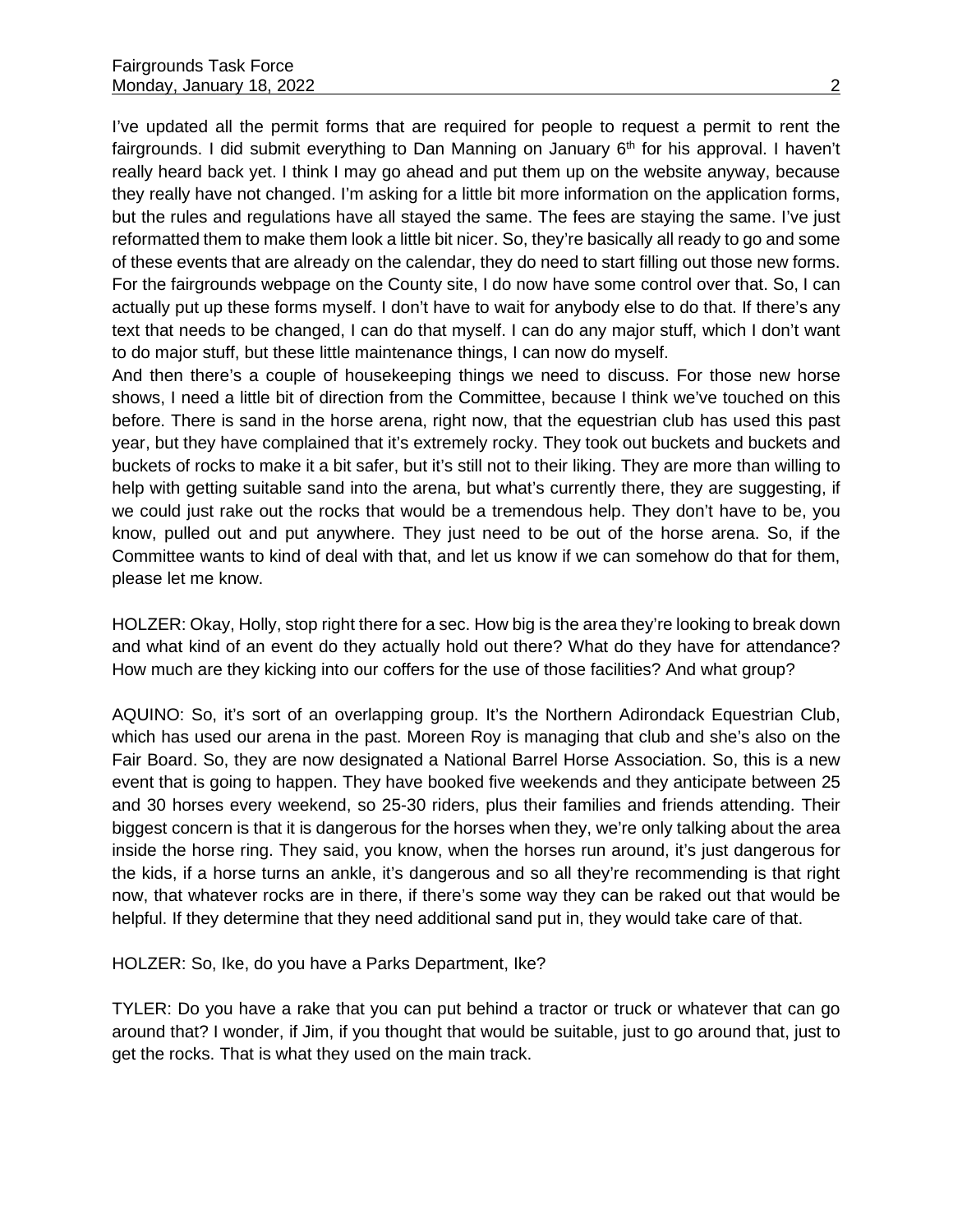I've updated all the permit forms that are required for people to request a permit to rent the fairgrounds. I did submit everything to Dan Manning on January 6th for his approval. I haven't really heard back yet. I think I may go ahead and put them up on the website anyway, because they really have not changed. I'm asking for a little bit more information on the application forms, but the rules and regulations have all stayed the same. The fees are staying the same. I've just reformatted them to make them look a little bit nicer. So, they're basically all ready to go and some of these events that are already on the calendar, they do need to start filling out those new forms. For the fairgrounds webpage on the County site, I do now have some control over that. So, I can actually put up these forms myself. I don't have to wait for anybody else to do that. If there's any text that needs to be changed, I can do that myself. I can do any major stuff, which I don't want to do major stuff, but these little maintenance things, I can now do myself.

And then there's a couple of housekeeping things we need to discuss. For those new horse shows, I need a little bit of direction from the Committee, because I think we've touched on this before. There is sand in the horse arena, right now, that the equestrian club has used this past year, but they have complained that it's extremely rocky. They took out buckets and buckets and buckets of rocks to make it a bit safer, but it's still not to their liking. They are more than willing to help with getting suitable sand into the arena, but what's currently there, they are suggesting, if we could just rake out the rocks that would be a tremendous help. They don't have to be, you know, pulled out and put anywhere. They just need to be out of the horse arena. So, if the Committee wants to kind of deal with that, and let us know if we can somehow do that for them, please let me know.

HOLZER: Okay, Holly, stop right there for a sec. How big is the area they're looking to break down and what kind of an event do they actually hold out there? What do they have for attendance? How much are they kicking into our coffers for the use of those facilities? And what group?

AQUINO: So, it's sort of an overlapping group. It's the Northern Adirondack Equestrian Club, which has used our arena in the past. Moreen Roy is managing that club and she's also on the Fair Board. So, they are now designated a National Barrel Horse Association. So, this is a new event that is going to happen. They have booked five weekends and they anticipate between 25 and 30 horses every weekend, so 25-30 riders, plus their families and friends attending. Their biggest concern is that it is dangerous for the horses when they, we're only talking about the area inside the horse ring. They said, you know, when the horses run around, it's just dangerous for the kids, if a horse turns an ankle, it's dangerous and so all they're recommending is that right now, that whatever rocks are in there, if there's some way they can be raked out that would be helpful. If they determine that they need additional sand put in, they would take care of that.

HOLZER: So, Ike, do you have a Parks Department, Ike?

TYLER: Do you have a rake that you can put behind a tractor or truck or whatever that can go around that? I wonder, if Jim, if you thought that would be suitable, just to go around that, just to get the rocks. That is what they used on the main track.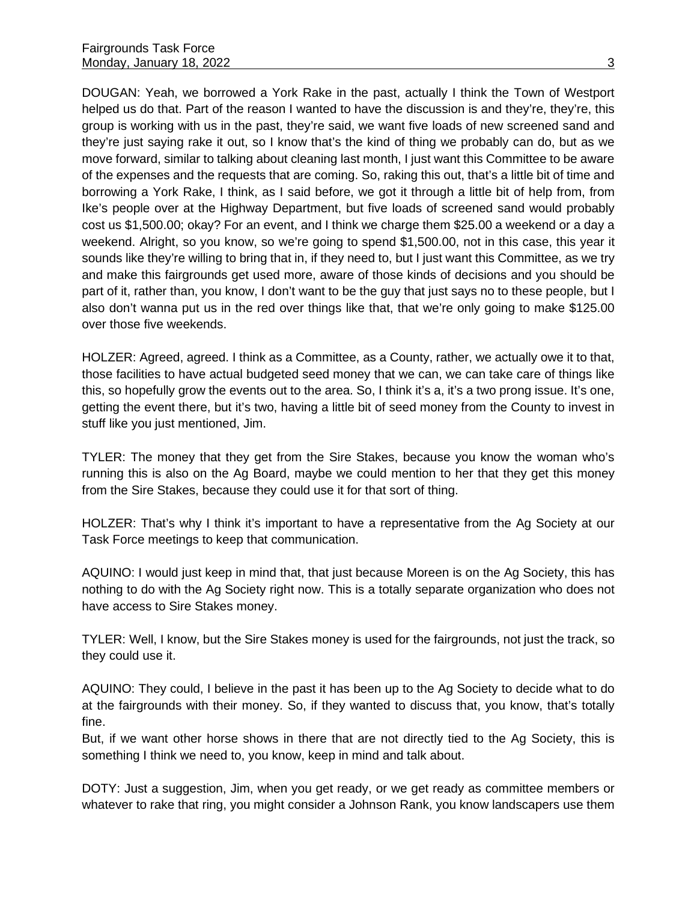DOUGAN: Yeah, we borrowed a York Rake in the past, actually I think the Town of Westport helped us do that. Part of the reason I wanted to have the discussion is and they're, they're, this group is working with us in the past, they're said, we want five loads of new screened sand and they're just saying rake it out, so I know that's the kind of thing we probably can do, but as we move forward, similar to talking about cleaning last month, I just want this Committee to be aware of the expenses and the requests that are coming. So, raking this out, that's a little bit of time and borrowing a York Rake, I think, as I said before, we got it through a little bit of help from, from Ike's people over at the Highway Department, but five loads of screened sand would probably cost us $1,500.00; okay? For an event, and I think we charge them $25.00 a weekend or a day a weekend. Alright, so you know, so we're going to spend $1,500.00, not in this case, this year it sounds like they're willing to bring that in, if they need to, but I just want this Committee, as we try and make this fairgrounds get used more, aware of those kinds of decisions and you should be part of it, rather than, you know, I don't want to be the guy that just says no to these people, but I also don't wanna put us in the red over things like that, that we're only going to make $125.00 over those five weekends.

HOLZER: Agreed, agreed. I think as a Committee, as a County, rather, we actually owe it to that, those facilities to have actual budgeted seed money that we can, we can take care of things like this, so hopefully grow the events out to the area. So, I think it's a, it's a two prong issue. It's one, getting the event there, but it's two, having a little bit of seed money from the County to invest in stuff like you just mentioned, Jim.

TYLER: The money that they get from the Sire Stakes, because you know the woman who's running this is also on the Ag Board, maybe we could mention to her that they get this money from the Sire Stakes, because they could use it for that sort of thing.

HOLZER: That's why I think it's important to have a representative from the Ag Society at our Task Force meetings to keep that communication.

AQUINO: I would just keep in mind that, that just because Moreen is on the Ag Society, this has nothing to do with the Ag Society right now. This is a totally separate organization who does not have access to Sire Stakes money.

TYLER: Well, I know, but the Sire Stakes money is used for the fairgrounds, not just the track, so they could use it.

AQUINO: They could, I believe in the past it has been up to the Ag Society to decide what to do at the fairgrounds with their money. So, if they wanted to discuss that, you know, that's totally fine.
But, if we want other horse shows in there that are not directly tied to the Ag Society, this is something I think we need to, you know, keep in mind and talk about.

DOTY: Just a suggestion, Jim, when you get ready, or we get ready as committee members or whatever to rake that ring, you might consider a Johnson Rank, you know landscapers use them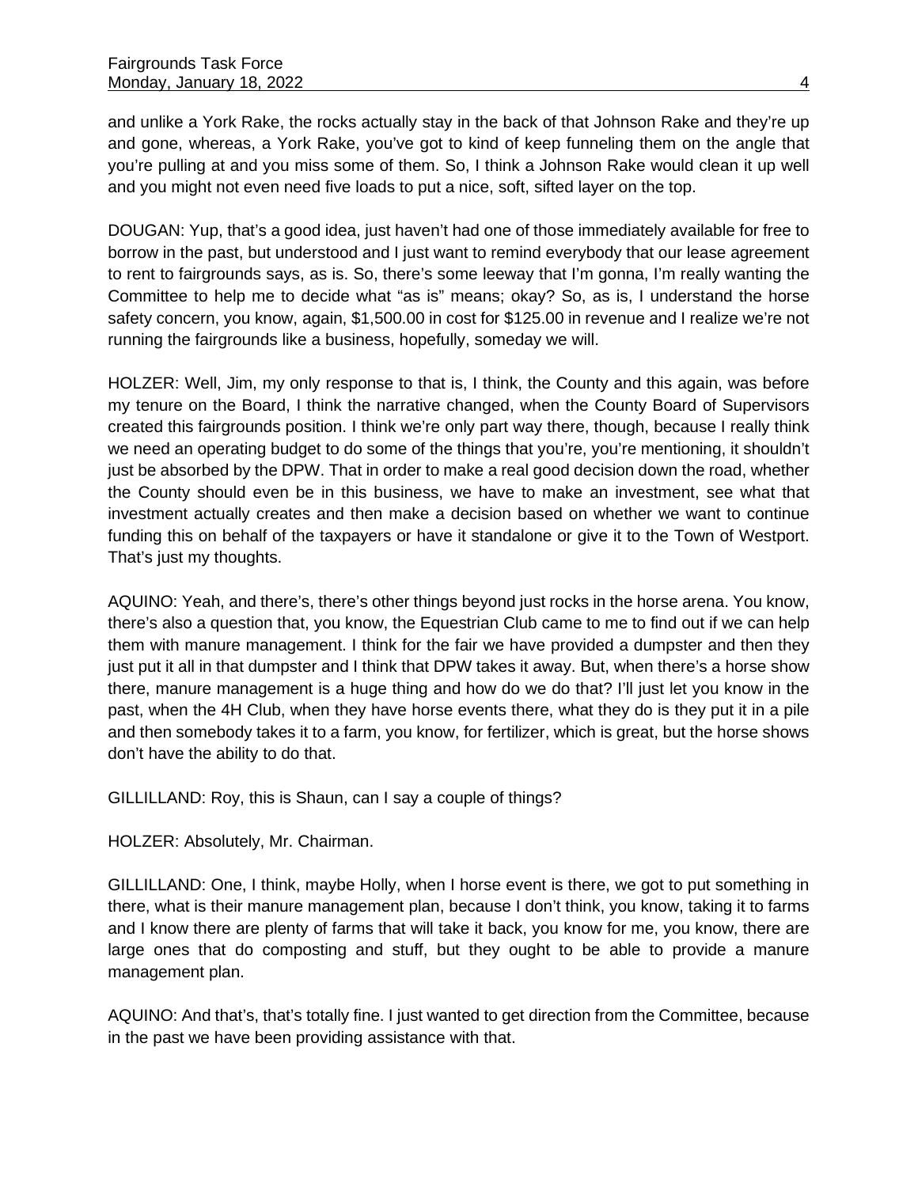and unlike a York Rake, the rocks actually stay in the back of that Johnson Rake and they're up and gone, whereas, a York Rake, you've got to kind of keep funneling them on the angle that you're pulling at and you miss some of them. So, I think a Johnson Rake would clean it up well and you might not even need five loads to put a nice, soft, sifted layer on the top.

DOUGAN: Yup, that's a good idea, just haven't had one of those immediately available for free to borrow in the past, but understood and I just want to remind everybody that our lease agreement to rent to fairgrounds says, as is. So, there's some leeway that I'm gonna, I'm really wanting the Committee to help me to decide what "as is" means; okay? So, as is, I understand the horse safety concern, you know, again, $1,500.00 in cost for $125.00 in revenue and I realize we're not running the fairgrounds like a business, hopefully, someday we will.

HOLZER: Well, Jim, my only response to that is, I think, the County and this again, was before my tenure on the Board, I think the narrative changed, when the County Board of Supervisors created this fairgrounds position. I think we're only part way there, though, because I really think we need an operating budget to do some of the things that you're, you're mentioning, it shouldn't just be absorbed by the DPW. That in order to make a real good decision down the road, whether the County should even be in this business, we have to make an investment, see what that investment actually creates and then make a decision based on whether we want to continue funding this on behalf of the taxpayers or have it standalone or give it to the Town of Westport. That's just my thoughts.

AQUINO: Yeah, and there's, there's other things beyond just rocks in the horse arena. You know, there's also a question that, you know, the Equestrian Club came to me to find out if we can help them with manure management. I think for the fair we have provided a dumpster and then they just put it all in that dumpster and I think that DPW takes it away. But, when there's a horse show there, manure management is a huge thing and how do we do that? I'll just let you know in the past, when the 4H Club, when they have horse events there, what they do is they put it in a pile and then somebody takes it to a farm, you know, for fertilizer, which is great, but the horse shows don't have the ability to do that.

GILLILLAND: Roy, this is Shaun, can I say a couple of things?

HOLZER: Absolutely, Mr. Chairman.

GILLILLAND: One, I think, maybe Holly, when I horse event is there, we got to put something in there, what is their manure management plan, because I don't think, you know, taking it to farms and I know there are plenty of farms that will take it back, you know for me, you know, there are large ones that do composting and stuff, but they ought to be able to provide a manure management plan.

AQUINO: And that's, that's totally fine. I just wanted to get direction from the Committee, because in the past we have been providing assistance with that.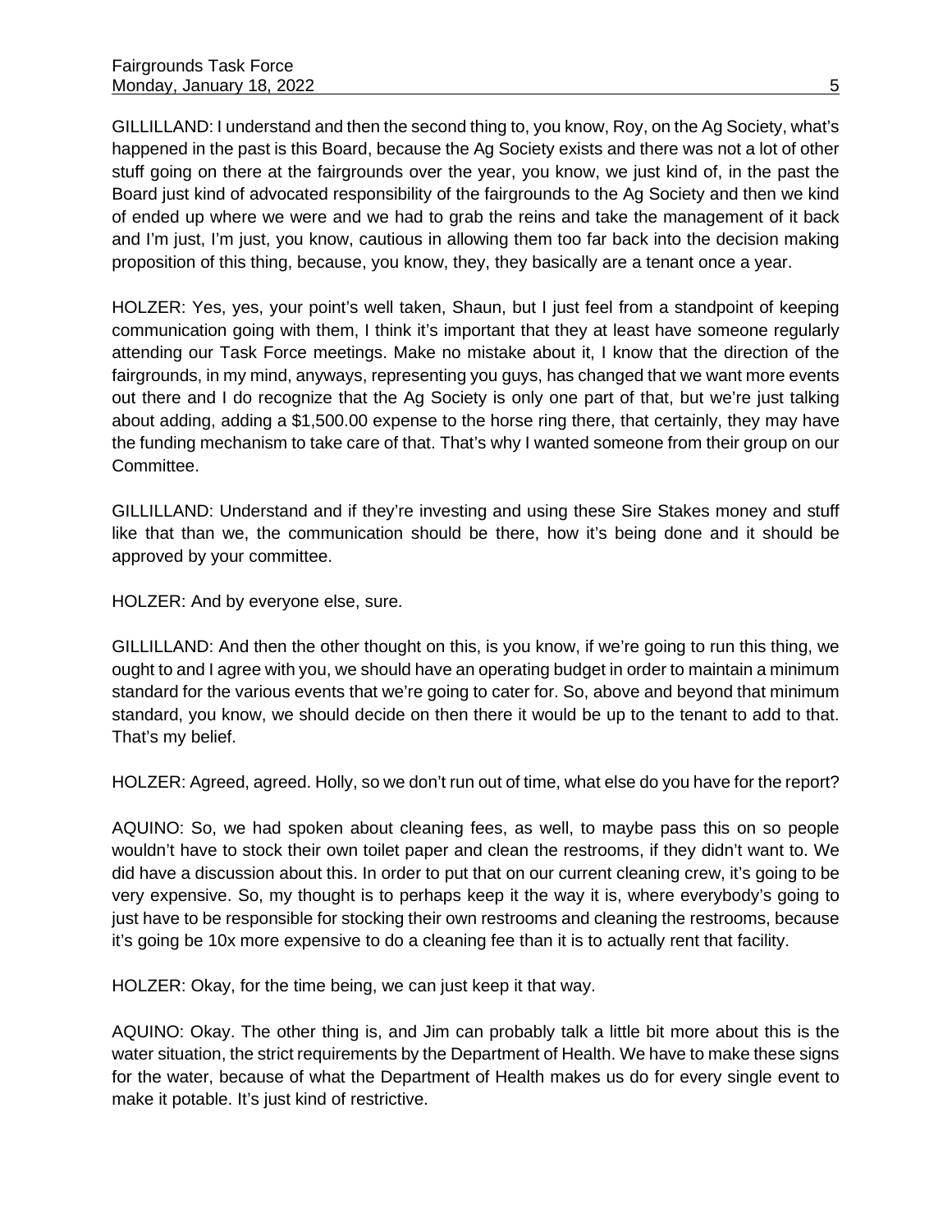GILLILLAND: I understand and then the second thing to, you know, Roy, on the Ag Society, what's happened in the past is this Board, because the Ag Society exists and there was not a lot of other stuff going on there at the fairgrounds over the year, you know, we just kind of, in the past the Board just kind of advocated responsibility of the fairgrounds to the Ag Society and then we kind of ended up where we were and we had to grab the reins and take the management of it back and I'm just, I'm just, you know, cautious in allowing them too far back into the decision making proposition of this thing, because, you know, they, they basically are a tenant once a year.

HOLZER: Yes, yes, your point's well taken, Shaun, but I just feel from a standpoint of keeping communication going with them, I think it's important that they at least have someone regularly attending our Task Force meetings. Make no mistake about it, I know that the direction of the fairgrounds, in my mind, anyways, representing you guys, has changed that we want more events out there and I do recognize that the Ag Society is only one part of that, but we're just talking about adding, adding a $1,500.00 expense to the horse ring there, that certainly, they may have the funding mechanism to take care of that. That's why I wanted someone from their group on our Committee.

GILLILLAND: Understand and if they're investing and using these Sire Stakes money and stuff like that than we, the communication should be there, how it's being done and it should be approved by your committee.

HOLZER: And by everyone else, sure.

GILLILLAND: And then the other thought on this, is you know, if we're going to run this thing, we ought to and I agree with you, we should have an operating budget in order to maintain a minimum standard for the various events that we're going to cater for. So, above and beyond that minimum standard, you know, we should decide on then there it would be up to the tenant to add to that. That's my belief.

HOLZER: Agreed, agreed. Holly, so we don't run out of time, what else do you have for the report?

AQUINO: So, we had spoken about cleaning fees, as well, to maybe pass this on so people wouldn't have to stock their own toilet paper and clean the restrooms, if they didn't want to. We did have a discussion about this. In order to put that on our current cleaning crew, it's going to be very expensive. So, my thought is to perhaps keep it the way it is, where everybody's going to just have to be responsible for stocking their own restrooms and cleaning the restrooms, because it's going be 10x more expensive to do a cleaning fee than it is to actually rent that facility.

HOLZER: Okay, for the time being, we can just keep it that way.

AQUINO: Okay. The other thing is, and Jim can probably talk a little bit more about this is the water situation, the strict requirements by the Department of Health. We have to make these signs for the water, because of what the Department of Health makes us do for every single event to make it potable. It's just kind of restrictive.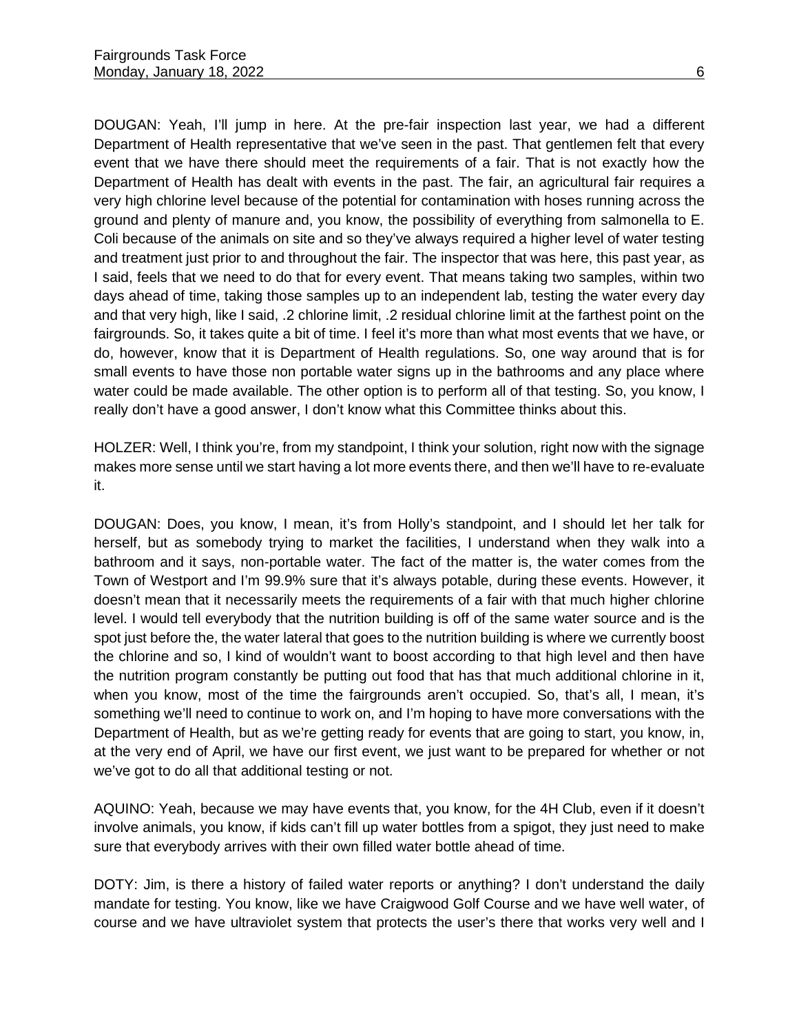DOUGAN: Yeah, I'll jump in here. At the pre-fair inspection last year, we had a different Department of Health representative that we've seen in the past. That gentlemen felt that every event that we have there should meet the requirements of a fair. That is not exactly how the Department of Health has dealt with events in the past. The fair, an agricultural fair requires a very high chlorine level because of the potential for contamination with hoses running across the ground and plenty of manure and, you know, the possibility of everything from salmonella to E. Coli because of the animals on site and so they've always required a higher level of water testing and treatment just prior to and throughout the fair. The inspector that was here, this past year, as I said, feels that we need to do that for every event. That means taking two samples, within two days ahead of time, taking those samples up to an independent lab, testing the water every day and that very high, like I said, .2 chlorine limit, .2 residual chlorine limit at the farthest point on the fairgrounds. So, it takes quite a bit of time. I feel it's more than what most events that we have, or do, however, know that it is Department of Health regulations. So, one way around that is for small events to have those non portable water signs up in the bathrooms and any place where water could be made available. The other option is to perform all of that testing. So, you know, I really don't have a good answer, I don't know what this Committee thinks about this.

HOLZER: Well, I think you're, from my standpoint, I think your solution, right now with the signage makes more sense until we start having a lot more events there, and then we'll have to re-evaluate it.

DOUGAN: Does, you know, I mean, it's from Holly's standpoint, and I should let her talk for herself, but as somebody trying to market the facilities, I understand when they walk into a bathroom and it says, non-portable water. The fact of the matter is, the water comes from the Town of Westport and I'm 99.9% sure that it's always potable, during these events. However, it doesn't mean that it necessarily meets the requirements of a fair with that much higher chlorine level. I would tell everybody that the nutrition building is off of the same water source and is the spot just before the, the water lateral that goes to the nutrition building is where we currently boost the chlorine and so, I kind of wouldn't want to boost according to that high level and then have the nutrition program constantly be putting out food that has that much additional chlorine in it, when you know, most of the time the fairgrounds aren't occupied. So, that's all, I mean, it's something we'll need to continue to work on, and I'm hoping to have more conversations with the Department of Health, but as we're getting ready for events that are going to start, you know, in, at the very end of April, we have our first event, we just want to be prepared for whether or not we've got to do all that additional testing or not.

AQUINO: Yeah, because we may have events that, you know, for the 4H Club, even if it doesn't involve animals, you know, if kids can't fill up water bottles from a spigot, they just need to make sure that everybody arrives with their own filled water bottle ahead of time.

DOTY: Jim, is there a history of failed water reports or anything? I don't understand the daily mandate for testing. You know, like we have Craigwood Golf Course and we have well water, of course and we have ultraviolet system that protects the user's there that works very well and I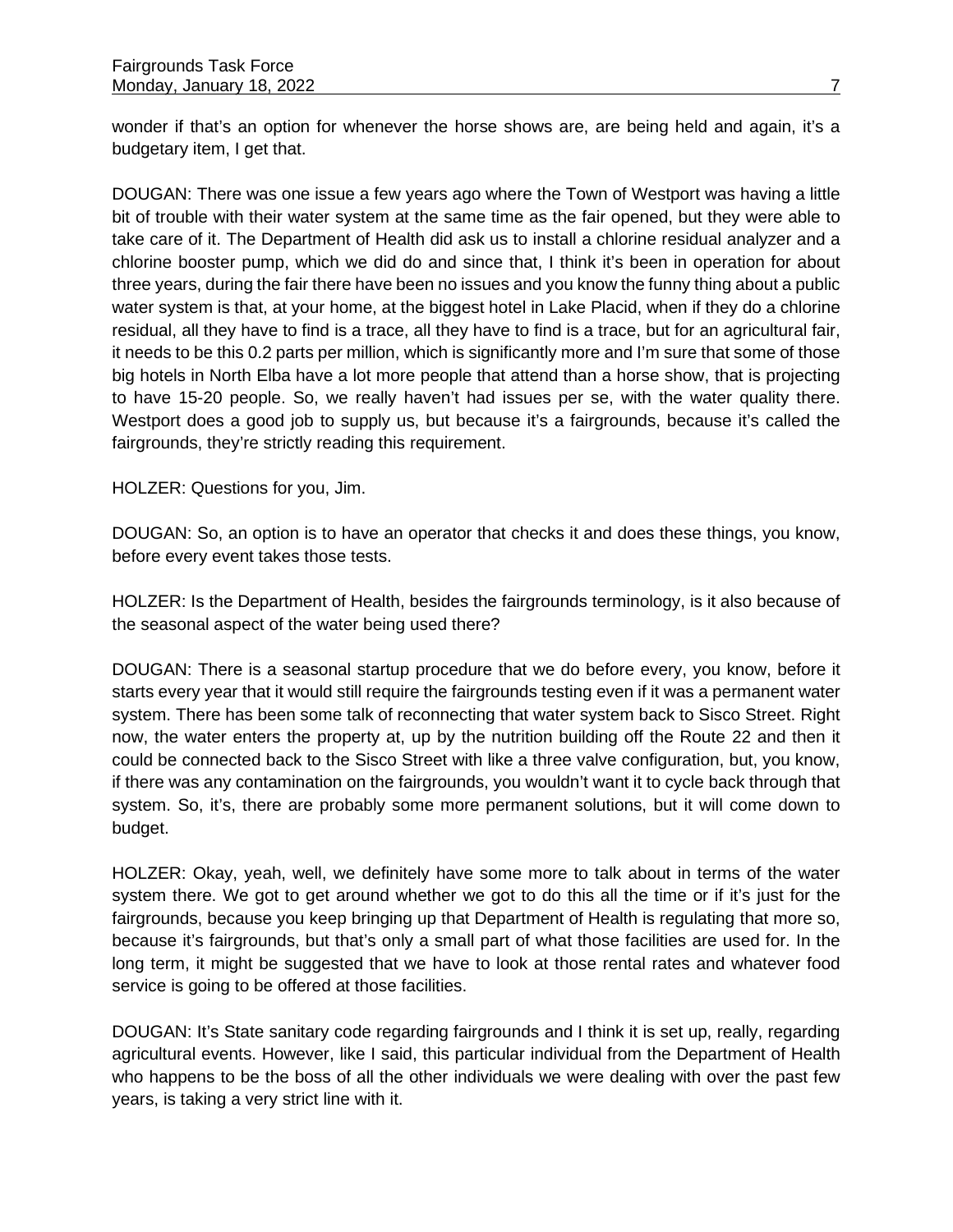wonder if that's an option for whenever the horse shows are, are being held and again, it's a budgetary item, I get that.

DOUGAN: There was one issue a few years ago where the Town of Westport was having a little bit of trouble with their water system at the same time as the fair opened, but they were able to take care of it. The Department of Health did ask us to install a chlorine residual analyzer and a chlorine booster pump, which we did do and since that, I think it's been in operation for about three years, during the fair there have been no issues and you know the funny thing about a public water system is that, at your home, at the biggest hotel in Lake Placid, when if they do a chlorine residual, all they have to find is a trace, all they have to find is a trace, but for an agricultural fair, it needs to be this 0.2 parts per million, which is significantly more and I'm sure that some of those big hotels in North Elba have a lot more people that attend than a horse show, that is projecting to have 15-20 people. So, we really haven't had issues per se, with the water quality there. Westport does a good job to supply us, but because it's a fairgrounds, because it's called the fairgrounds, they're strictly reading this requirement.

HOLZER: Questions for you, Jim.

DOUGAN: So, an option is to have an operator that checks it and does these things, you know, before every event takes those tests.

HOLZER: Is the Department of Health, besides the fairgrounds terminology, is it also because of the seasonal aspect of the water being used there?

DOUGAN: There is a seasonal startup procedure that we do before every, you know, before it starts every year that it would still require the fairgrounds testing even if it was a permanent water system. There has been some talk of reconnecting that water system back to Sisco Street. Right now, the water enters the property at, up by the nutrition building off the Route 22 and then it could be connected back to the Sisco Street with like a three valve configuration, but, you know, if there was any contamination on the fairgrounds, you wouldn't want it to cycle back through that system. So, it's, there are probably some more permanent solutions, but it will come down to budget.

HOLZER: Okay, yeah, well, we definitely have some more to talk about in terms of the water system there. We got to get around whether we got to do this all the time or if it's just for the fairgrounds, because you keep bringing up that Department of Health is regulating that more so, because it's fairgrounds, but that's only a small part of what those facilities are used for. In the long term, it might be suggested that we have to look at those rental rates and whatever food service is going to be offered at those facilities.

DOUGAN: It's State sanitary code regarding fairgrounds and I think it is set up, really, regarding agricultural events. However, like I said, this particular individual from the Department of Health who happens to be the boss of all the other individuals we were dealing with over the past few years, is taking a very strict line with it.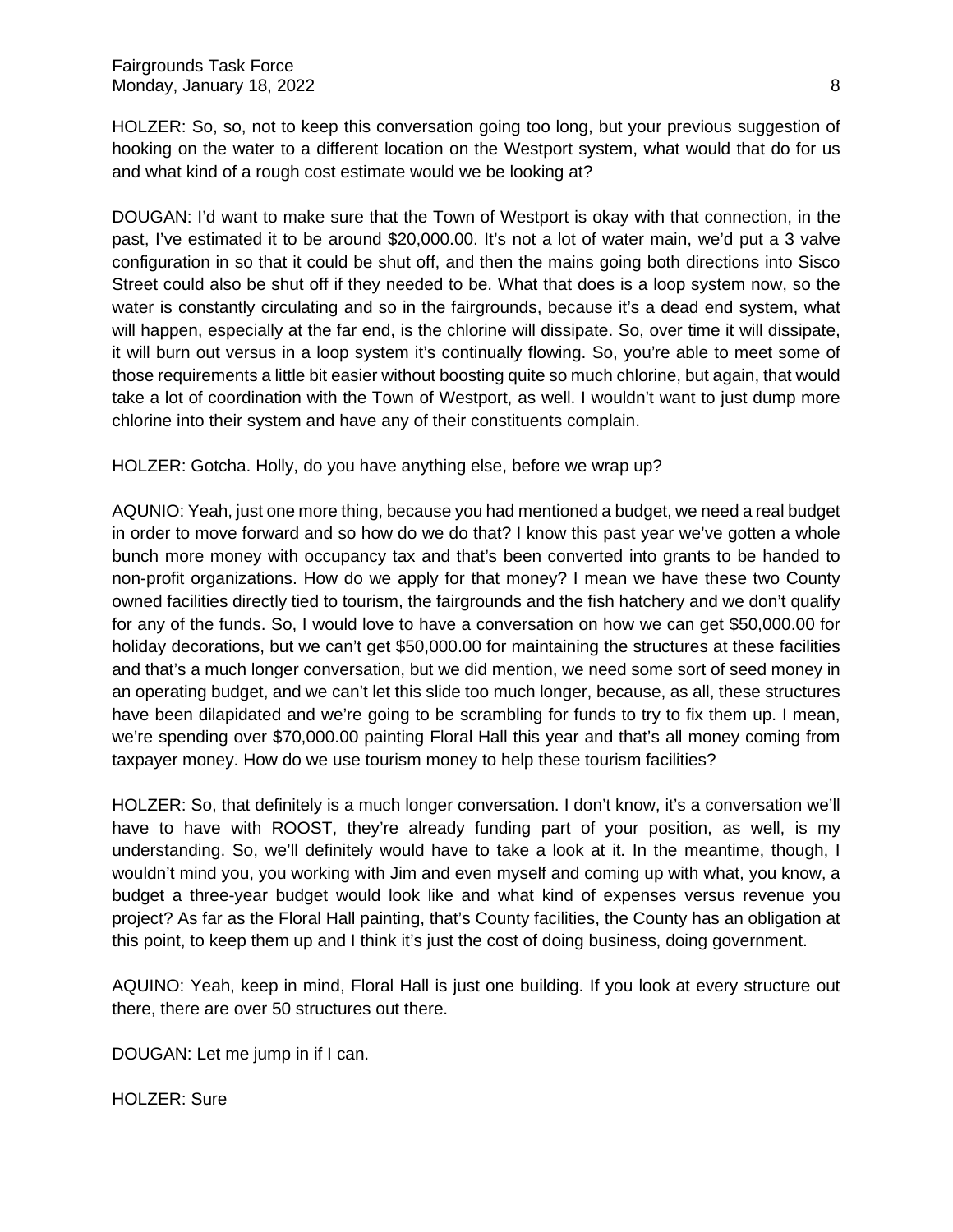HOLZER: So, so, not to keep this conversation going too long, but your previous suggestion of hooking on the water to a different location on the Westport system, what would that do for us and what kind of a rough cost estimate would we be looking at?

DOUGAN: I'd want to make sure that the Town of Westport is okay with that connection, in the past, I've estimated it to be around $20,000.00. It's not a lot of water main, we'd put a 3 valve configuration in so that it could be shut off, and then the mains going both directions into Sisco Street could also be shut off if they needed to be. What that does is a loop system now, so the water is constantly circulating and so in the fairgrounds, because it's a dead end system, what will happen, especially at the far end, is the chlorine will dissipate. So, over time it will dissipate, it will burn out versus in a loop system it's continually flowing. So, you're able to meet some of those requirements a little bit easier without boosting quite so much chlorine, but again, that would take a lot of coordination with the Town of Westport, as well. I wouldn't want to just dump more chlorine into their system and have any of their constituents complain.

HOLZER: Gotcha. Holly, do you have anything else, before we wrap up?

AQUNIO: Yeah, just one more thing, because you had mentioned a budget, we need a real budget in order to move forward and so how do we do that? I know this past year we've gotten a whole bunch more money with occupancy tax and that's been converted into grants to be handed to non-profit organizations. How do we apply for that money? I mean we have these two County owned facilities directly tied to tourism, the fairgrounds and the fish hatchery and we don't qualify for any of the funds. So, I would love to have a conversation on how we can get $50,000.00 for holiday decorations, but we can't get $50,000.00 for maintaining the structures at these facilities and that's a much longer conversation, but we did mention, we need some sort of seed money in an operating budget, and we can't let this slide too much longer, because, as all, these structures have been dilapidated and we're going to be scrambling for funds to try to fix them up. I mean, we're spending over $70,000.00 painting Floral Hall this year and that's all money coming from taxpayer money. How do we use tourism money to help these tourism facilities?

HOLZER: So, that definitely is a much longer conversation. I don't know, it's a conversation we'll have to have with ROOST, they're already funding part of your position, as well, is my understanding. So, we'll definitely would have to take a look at it. In the meantime, though, I wouldn't mind you, you working with Jim and even myself and coming up with what, you know, a budget a three-year budget would look like and what kind of expenses versus revenue you project? As far as the Floral Hall painting, that's County facilities, the County has an obligation at this point, to keep them up and I think it's just the cost of doing business, doing government.

AQUINO: Yeah, keep in mind, Floral Hall is just one building. If you look at every structure out there, there are over 50 structures out there.

DOUGAN: Let me jump in if I can.

HOLZER: Sure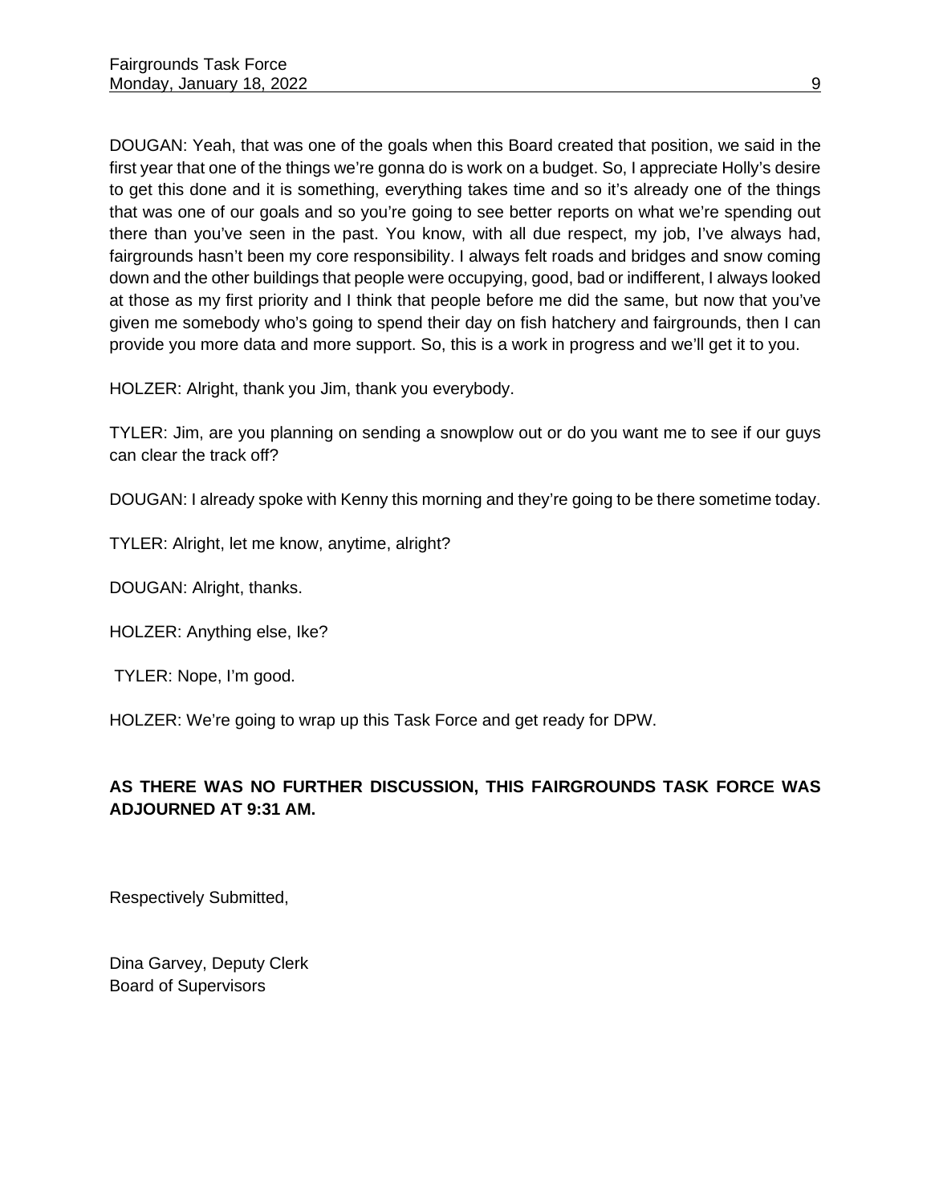DOUGAN: Yeah, that was one of the goals when this Board created that position, we said in the first year that one of the things we're gonna do is work on a budget. So, I appreciate Holly's desire to get this done and it is something, everything takes time and so it's already one of the things that was one of our goals and so you're going to see better reports on what we're spending out there than you've seen in the past. You know, with all due respect, my job, I've always had, fairgrounds hasn't been my core responsibility. I always felt roads and bridges and snow coming down and the other buildings that people were occupying, good, bad or indifferent, I always looked at those as my first priority and I think that people before me did the same, but now that you've given me somebody who's going to spend their day on fish hatchery and fairgrounds, then I can provide you more data and more support. So, this is a work in progress and we'll get it to you.

HOLZER: Alright, thank you Jim, thank you everybody.

TYLER: Jim, are you planning on sending a snowplow out or do you want me to see if our guys can clear the track off?

DOUGAN: I already spoke with Kenny this morning and they're going to be there sometime today.

TYLER: Alright, let me know, anytime, alright?

DOUGAN: Alright, thanks.

HOLZER: Anything else, Ike?

TYLER: Nope, I'm good.

HOLZER: We're going to wrap up this Task Force and get ready for DPW.

**AS THERE WAS NO FURTHER DISCUSSION, THIS FAIRGROUNDS TASK FORCE WAS ADJOURNED AT 9:31 AM.**

Respectively Submitted,

Dina Garvey, Deputy Clerk
Board of Supervisors